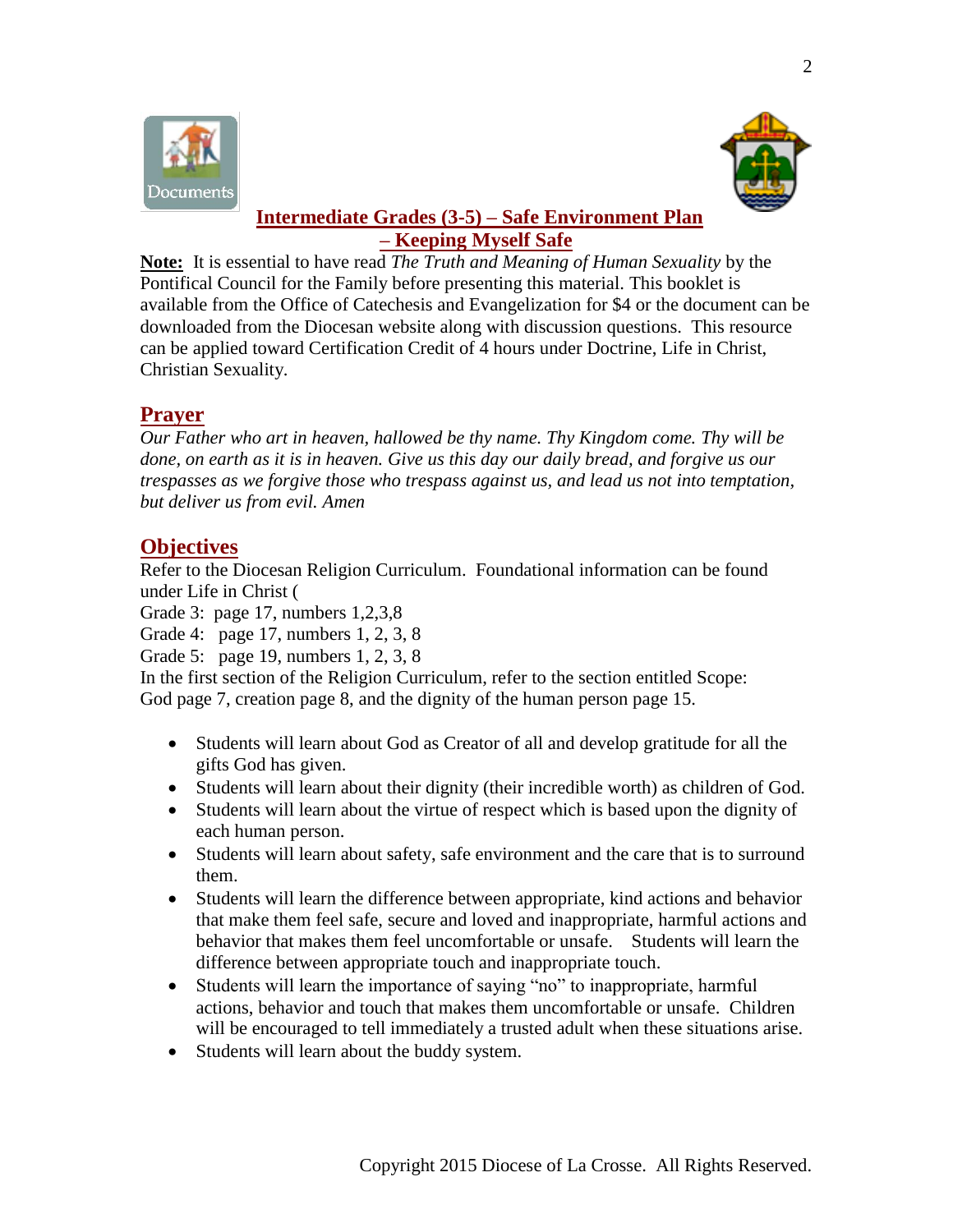## Intermediate Grades (3-5) – Safe Environment Plan – Keeping Myself Safe

**Note:** It is essential to have read *The Truth and Meaning of Human Sexuality* by the Pontifical Council for the Family before presenting this material. This booklet is available from the Office of Catechesis and Evangelization for $4 or the document can be downloaded from the Diocesan website along with discussion questions. This resource can be applied toward Certification Credit of 4 hours under Doctrine, Life in Christ, Christian Sexuality.

## Prayer

*Our Father who art in heaven, hallowed be thy name. Thy Kingdom come. Thy will be done, on earth as it is in heaven. Give us this day our daily bread, and forgive us our trespasses as we forgive those who trespass against us, and lead us not into temptation, but deliver us from evil. Amen*

## Objectives

Refer to the Diocesan Religion Curriculum. Foundational information can be found under Life in Christ (

Grade 3: page 17, numbers 1,2,3,8

Grade 4: page 17, numbers 1, 2, 3, 8

Grade 5: page 19, numbers 1, 2, 3, 8

In the first section of the Religion Curriculum, refer to the section entitled Scope: God page 7, creation page 8, and the dignity of the human person page 15.

- Students will learn about God as Creator of all and develop gratitude for all the gifts God has given.
- Students will learn about their dignity (their incredible worth) as children of God.
- Students will learn about the virtue of respect which is based upon the dignity of each human person.
- Students will learn about safety, safe environment and the care that is to surround them.
- Students will learn the difference between appropriate, kind actions and behavior that make them feel safe, secure and loved and inappropriate, harmful actions and behavior that makes them feel uncomfortable or unsafe. Students will learn the difference between appropriate touch and inappropriate touch.
- Students will learn the importance of saying "no" to inappropriate, harmful actions, behavior and touch that makes them uncomfortable or unsafe. Children will be encouraged to tell immediately a trusted adult when these situations arise.
- Students will learn about the buddy system.

Copyright 2015 Diocese of La Crosse. All Rights Reserved.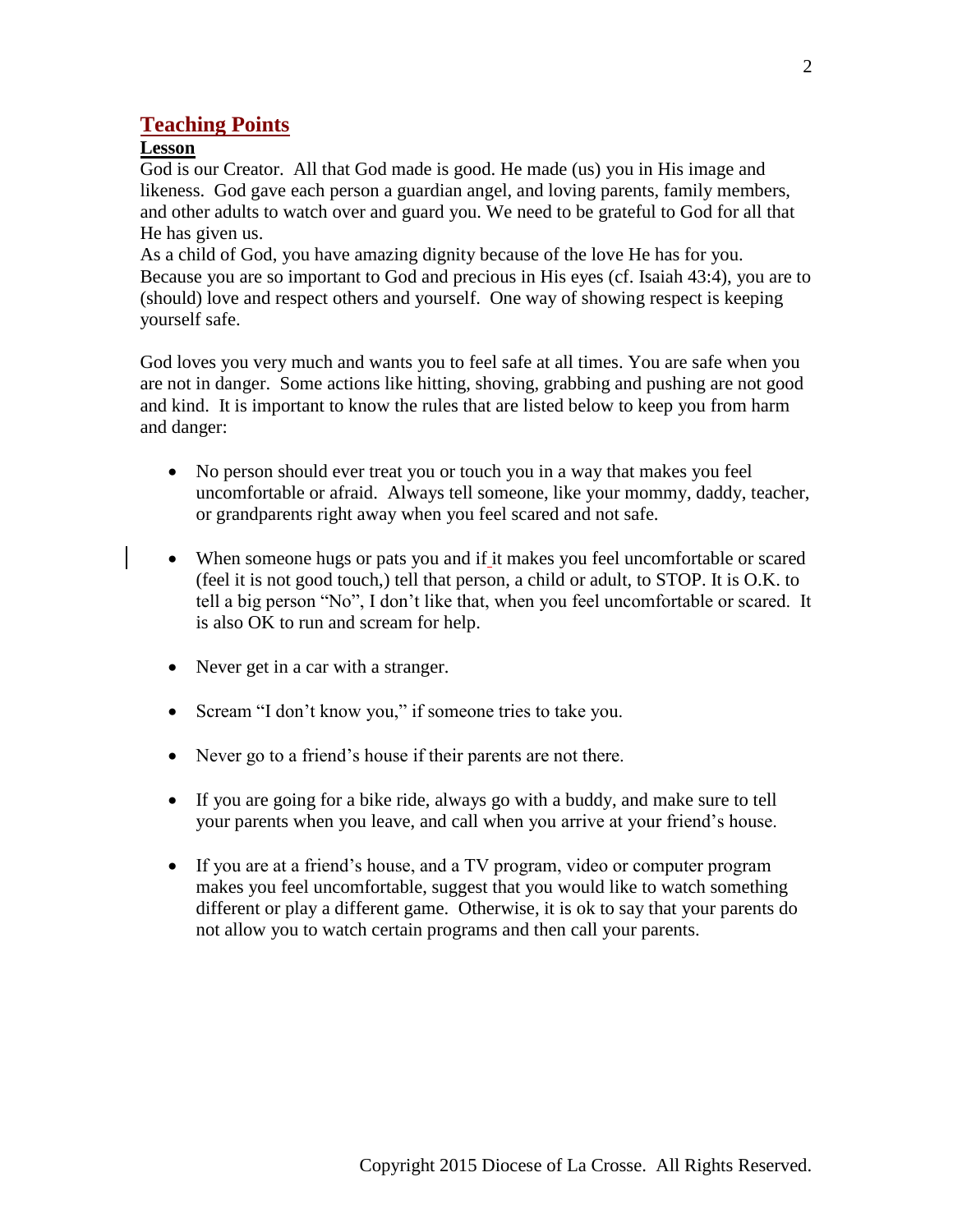## Teaching Points

### Lesson

God is our Creator. All that God made is good. He made (us) you in His image and likeness. God gave each person a guardian angel, and loving parents, family members, and other adults to watch over and guard you. We need to be grateful to God for all that He has given us.
As a child of God, you have amazing dignity because of the love He has for you. Because you are so important to God and precious in His eyes (cf. Isaiah 43:4), you are to (should) love and respect others and yourself. One way of showing respect is keeping yourself safe.

God loves you very much and wants you to feel safe at all times. You are safe when you are not in danger. Some actions like hitting, shoving, grabbing and pushing are not good and kind. It is important to know the rules that are listed below to keep you from harm and danger:

- No person should ever treat you or touch you in a way that makes you feel uncomfortable or afraid. Always tell someone, like your mommy, daddy, teacher, or grandparents right away when you feel scared and not safe.

- When someone hugs or pats you and if it makes you feel uncomfortable or scared (feel it is not good touch,) tell that person, a child or adult, to STOP. It is O.K. to tell a big person "No", I don't like that, when you feel uncomfortable or scared. It is also OK to run and scream for help.

- Never get in a car with a stranger.

- Scream "I don't know you," if someone tries to take you.

- Never go to a friend's house if their parents are not there.

- If you are going for a bike ride, always go with a buddy, and make sure to tell your parents when you leave, and call when you arrive at your friend's house.

- If you are at a friend's house, and a TV program, video or computer program makes you feel uncomfortable, suggest that you would like to watch something different or play a different game. Otherwise, it is ok to say that your parents do not allow you to watch certain programs and then call your parents.

Copyright 2015 Diocese of La Crosse. All Rights Reserved.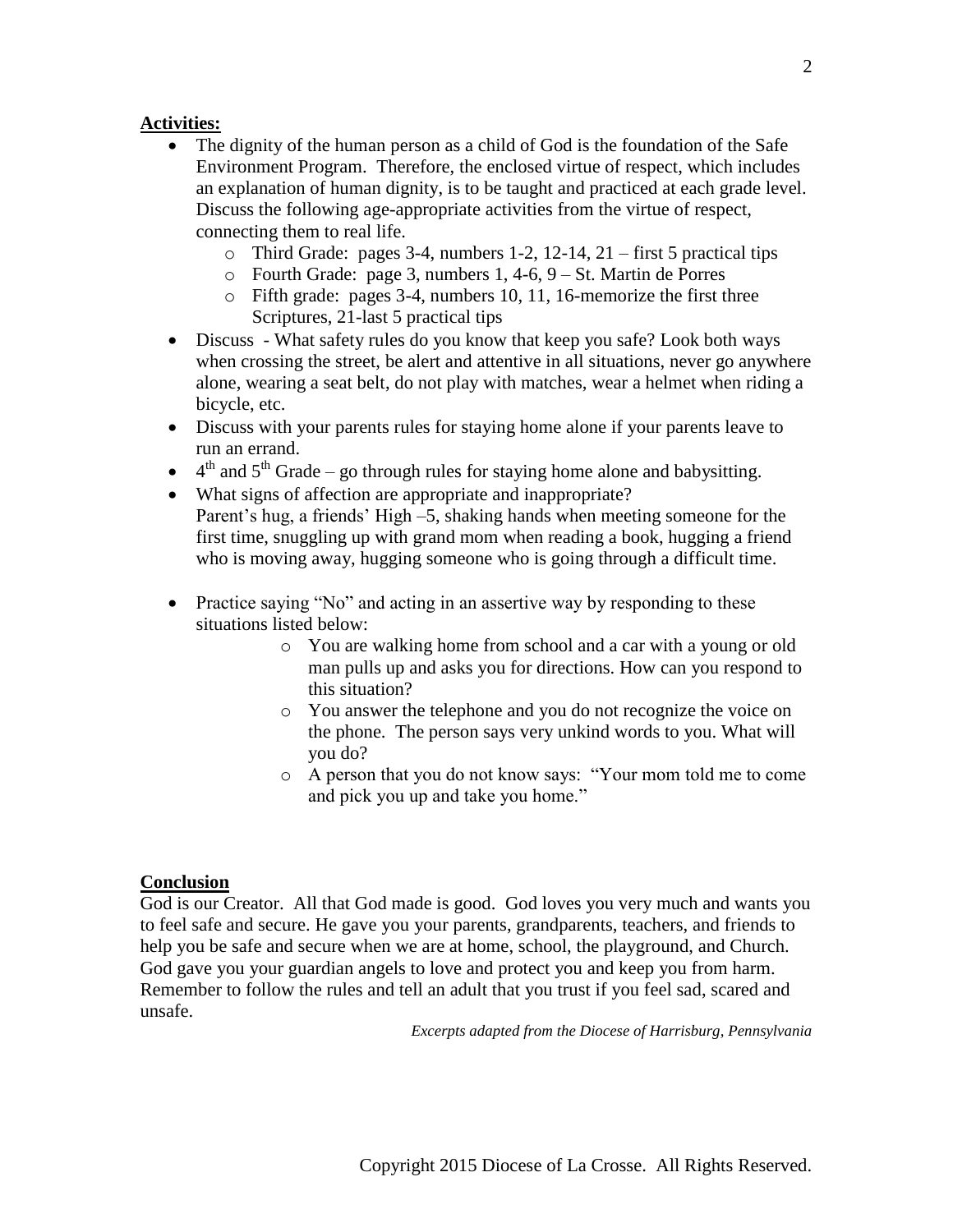**Activities:**

- The dignity of the human person as a child of God is the foundation of the Safe Environment Program. Therefore, the enclosed virtue of respect, which includes an explanation of human dignity, is to be taught and practiced at each grade level. Discuss the following age-appropriate activities from the virtue of respect, connecting them to real life.
  - Third Grade: pages 3-4, numbers 1-2, 12-14, 21 – first 5 practical tips
  - Fourth Grade: page 3, numbers 1, 4-6, 9 – St. Martin de Porres
  - Fifth grade: pages 3-4, numbers 10, 11, 16-memorize the first three Scriptures, 21-last 5 practical tips
- Discuss - What safety rules do you know that keep you safe? Look both ways when crossing the street, be alert and attentive in all situations, never go anywhere alone, wearing a seat belt, do not play with matches, wear a helmet when riding a bicycle, etc.
- Discuss with your parents rules for staying home alone if your parents leave to run an errand.
- 4th and 5th Grade – go through rules for staying home alone and babysitting.
- What signs of affection are appropriate and inappropriate?
  Parent's hug, a friends' High –5, shaking hands when meeting someone for the first time, snuggling up with grand mom when reading a book, hugging a friend who is moving away, hugging someone who is going through a difficult time.
- Practice saying "No" and acting in an assertive way by responding to these situations listed below:
  - You are walking home from school and a car with a young or old man pulls up and asks you for directions. How can you respond to this situation?
  - You answer the telephone and you do not recognize the voice on the phone. The person says very unkind words to you. What will you do?
  - A person that you do not know says: "Your mom told me to come and pick you up and take you home."

**Conclusion**

God is our Creator. All that God made is good. God loves you very much and wants you to feel safe and secure. He gave you your parents, grandparents, teachers, and friends to help you be safe and secure when we are at home, school, the playground, and Church. God gave you your guardian angels to love and protect you and keep you from harm. Remember to follow the rules and tell an adult that you trust if you feel sad, scared and unsafe.

*Excerpts adapted from the Diocese of Harrisburg, Pennsylvania*

Copyright 2015 Diocese of La Crosse. All Rights Reserved.